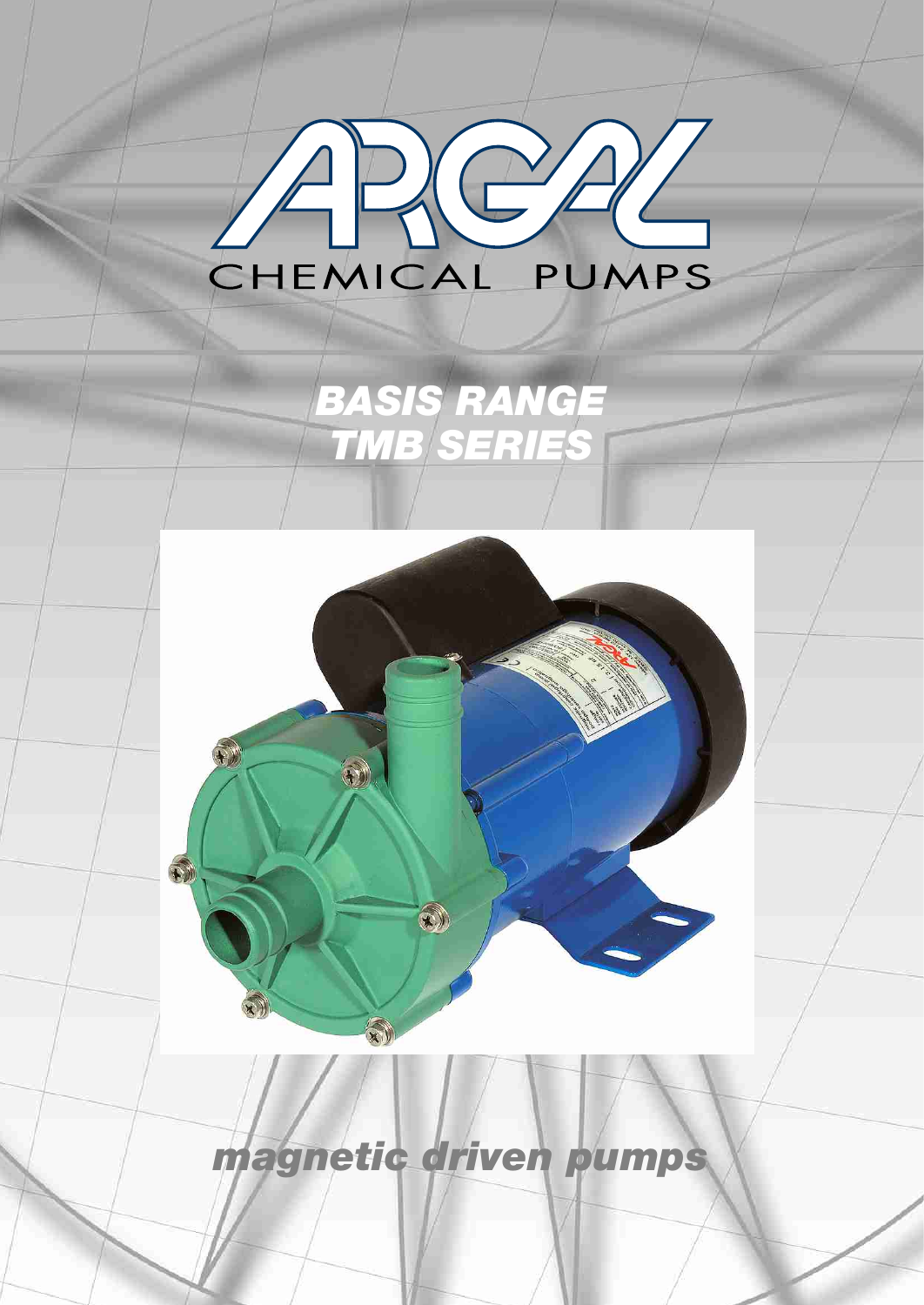# ARGAL

CHEMICAL PUMPS

## BASIS RANGE
## TMB SERIES

*magnetic driven pumps*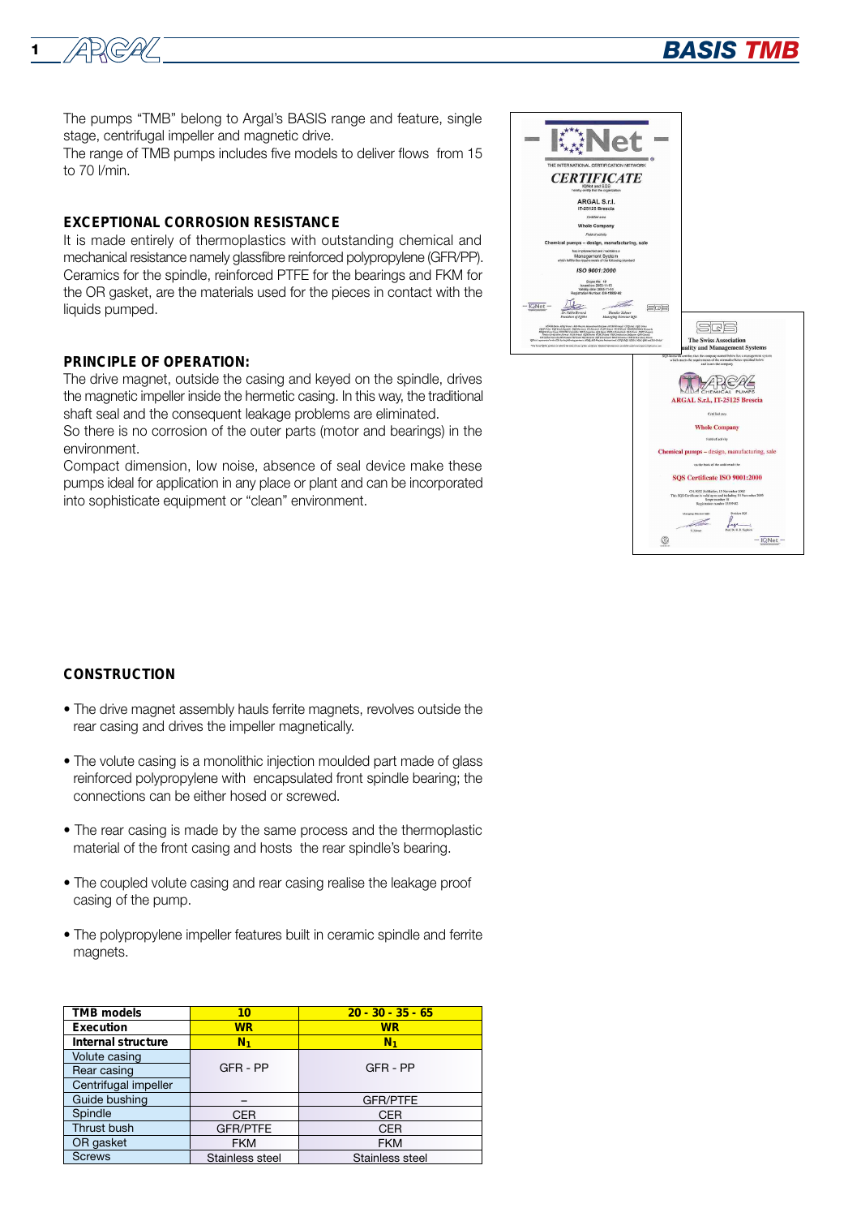The pumps "TMB" belong to Argal's BASIS range and feature, single stage, centrifugal impeller and magnetic drive.
The range of TMB pumps includes five models to deliver flows from 15 to 70 l/min.

## EXCEPTIONAL CORROSION RESISTANCE

It is made entirely of thermoplastics with outstanding chemical and mechanical resistance namely glassfibre reinforced polypropylene (GFR/PP). Ceramics for the spindle, reinforced PTFE for the bearings and FKM for the OR gasket, are the materials used for the pieces in contact with the liquids pumped.

## PRINCIPLE OF OPERATION:

The drive magnet, outside the casing and keyed on the spindle, drives the magnetic impeller inside the hermetic casing. In this way, the traditional shaft seal and the consequent leakage problems are eliminated.
So there is no corrosion of the outer parts (motor and bearings) in the environment.
Compact dimension, low noise, absence of seal device make these pumps ideal for application in any place or plant and can be incorporated into sophisticate equipment or "clean" environment.

## CONSTRUCTION

- The drive magnet assembly hauls ferrite magnets, revolves outside the rear casing and drives the impeller magnetically.
- The volute casing is a monolithic injection moulded part made of glass reinforced polypropylene with encapsulated front spindle bearing; the connections can be either hosed or screwed.
- The rear casing is made by the same process and the thermoplastic material of the front casing and hosts the rear spindle's bearing.
- The coupled volute casing and rear casing realise the leakage proof casing of the pump.
- The polypropylene impeller features built in ceramic spindle and ferrite magnets.

| TMB models | 10 | 20 - 30 - 35 - 65 |
|---|---|---|
| Execution | WR | WR |
| Internal structure | $N_1$ | $N_1$ |
| Volute casing | GFR - PP | GFR - PP |
| Rear casing | GFR - PP | GFR - PP |
| Centrifugal impeller | GFR - PP | GFR - PP |
| Guide bushing | – | GFR/PTFE |
| Spindle | CER | CER |
| Thrust bush | GFR/PTFE | CER |
| OR gasket | FKM | FKM |
| Screws | Stainless steel | Stainless steel |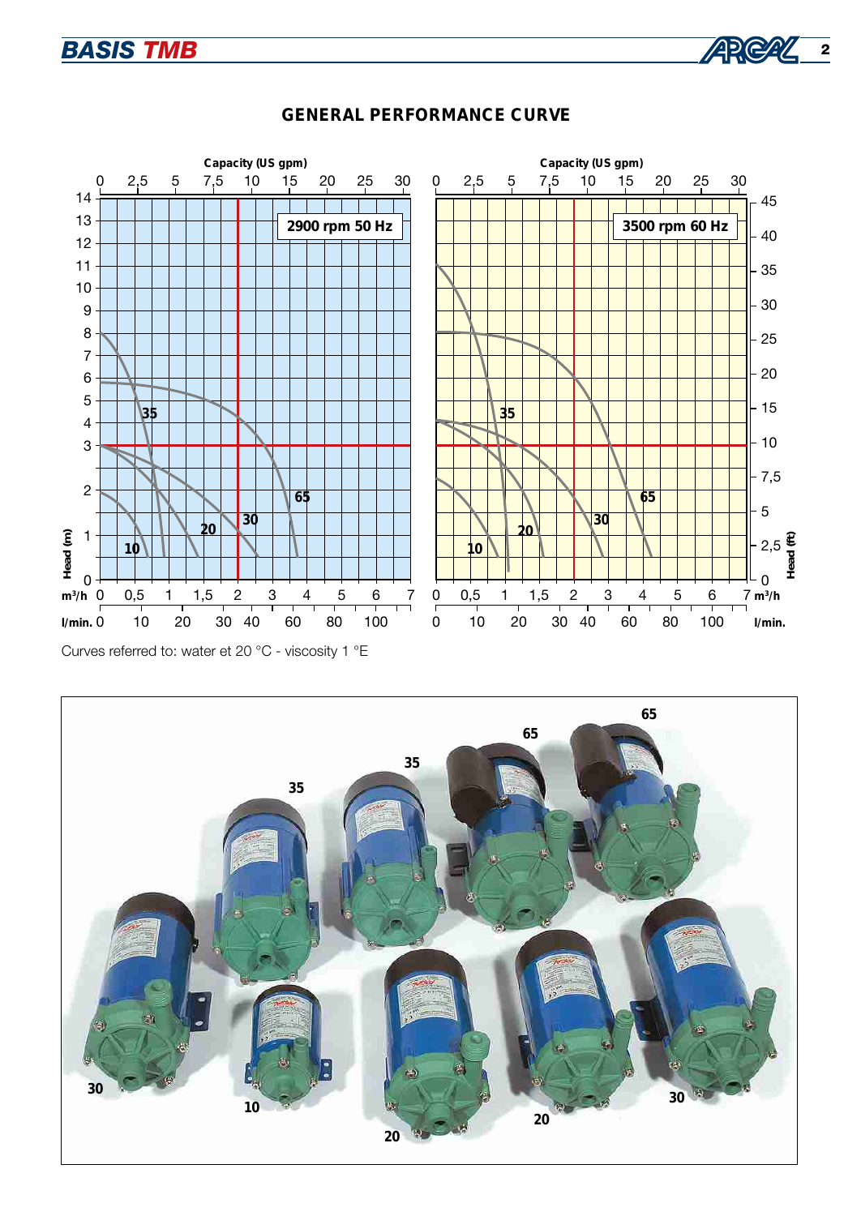## GENERAL PERFORMANCE CURVE

Curves referred to: water et 20 °C - viscosity 1 °E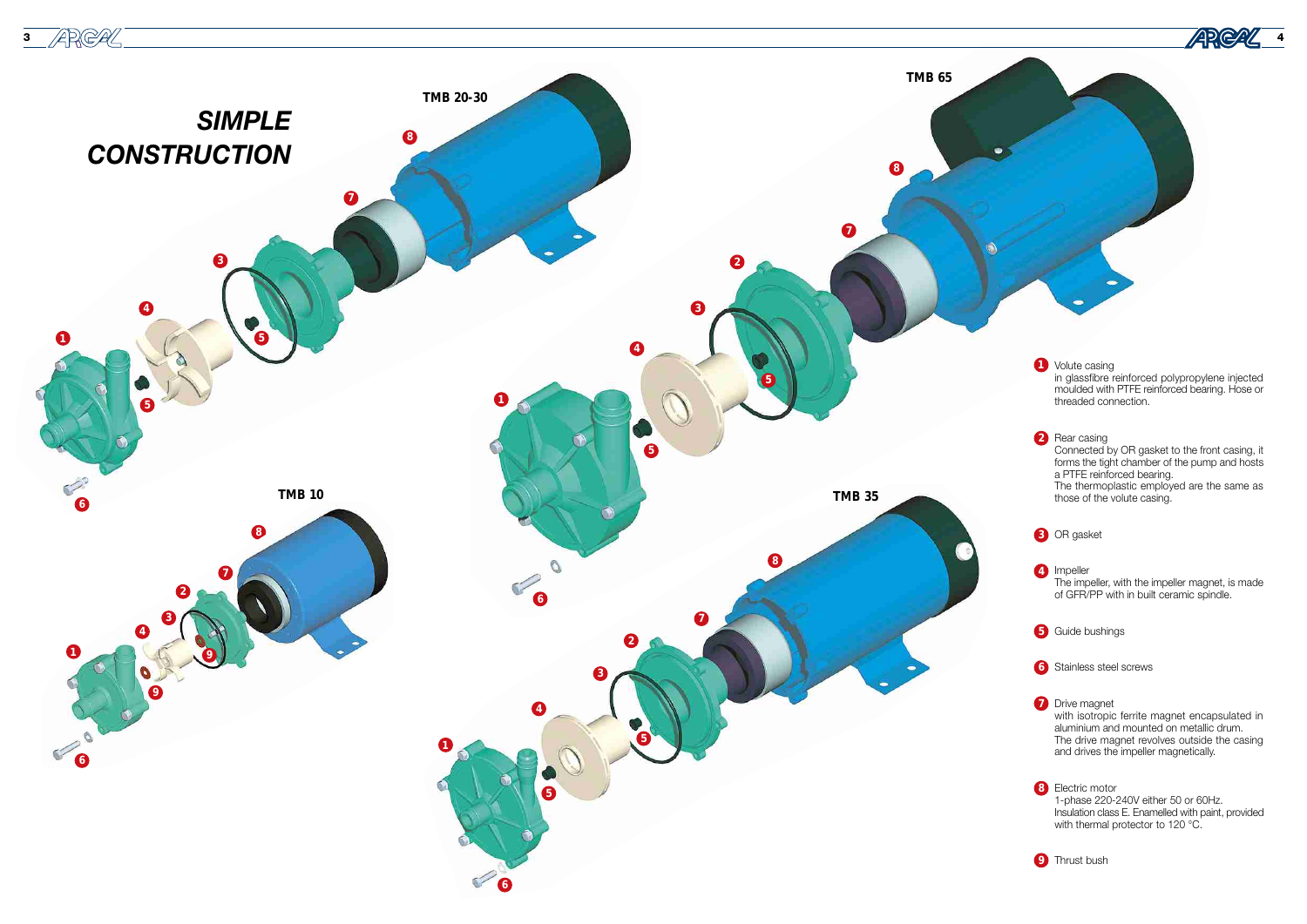# *SIMPLE CONSTRUCTION*

**TMB 20-30**

**TMB 65**

**TMB 10**

**TMB 35**

1. Volute casing
   in glassfibre reinforced polypropylene injected moulded with PTFE reinforced bearing. Hose or threaded connection.

2. Rear casing
   Connected by OR gasket to the front casing, it forms the tight chamber of the pump and hosts a PTFE reinforced bearing.
   The thermoplastic employed are the same as those of the volute casing.

3. OR gasket

4. Impeller
   The impeller, with the impeller magnet, is made of GFR/PP with in built ceramic spindle.

5. Guide bushings

6. Stainless steel screws

7. Drive magnet
   with isotropic ferrite magnet encapsulated in aluminium and mounted on metallic drum.
   The drive magnet revolves outside the casing and drives the impeller magnetically.

8. Electric motor
   1-phase 220-240V either 50 or 60Hz.
   Insulation class E. Enamelled with paint, provided with thermal protector to 120 °C.

9. Thrust bush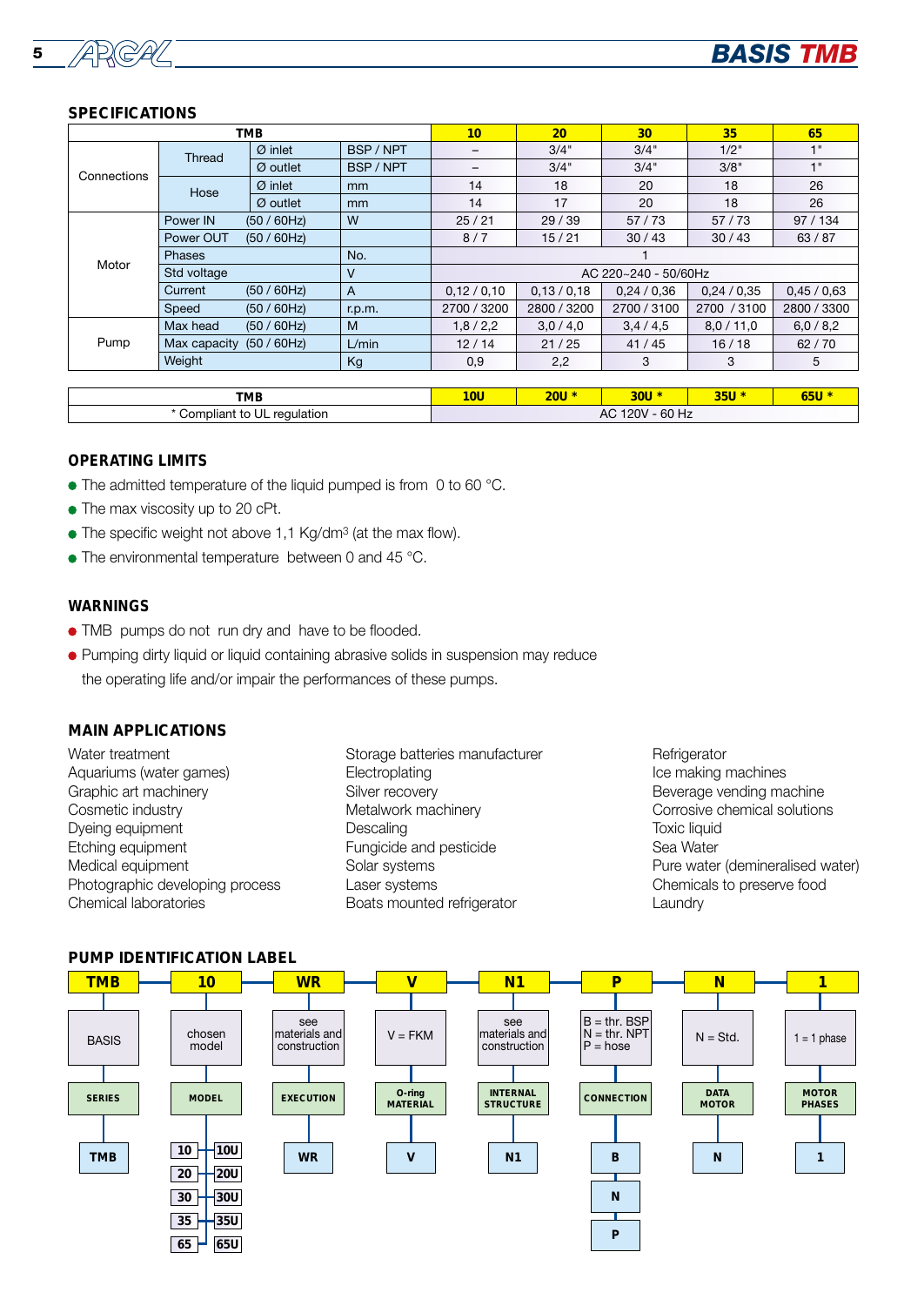## SPECIFICATIONS

| TMB | | | | 10 | 20 | 30 | 35 | 65 |
|---|---|---|---|---|---|---|---|---|
| Connections | Thread | Ø inlet | BSP / NPT | – | 3/4" | 3/4" | 1/2" | 1" |
| | | Ø outlet | BSP / NPT | – | 3/4" | 3/4" | 3/8" | 1" |
| | Hose | Ø inlet | mm | 14 | 18 | 20 | 18 | 26 |
| | | Ø outlet | mm | 14 | 17 | 20 | 18 | 26 |
| Motor | Power IN | (50 / 60Hz) | W | 25 / 21 | 29 / 39 | 57 / 73 | 57 / 73 | 97 / 134 |
| | Power OUT | (50 / 60Hz) | | 8 / 7 | 15 / 21 | 30 / 43 | 30 / 43 | 63 / 87 |
| | Phases | | No. | 1 | | | | |
| | Std voltage | | V | AC 220~240 - 50/60Hz | | | | |
| | Current | (50 / 60Hz) | A | 0,12 / 0,10 | 0,13 / 0,18 | 0,24 / 0,36 | 0,24 / 0,35 | 0,45 / 0,63 |
| | Speed | (50 / 60Hz) | r.p.m. | 2700 / 3200 | 2800 / 3200 | 2700 / 3100 | 2700 / 3100 | 2800 / 3300 |
| Pump | Max head | (50 / 60Hz) | M | 1,8 / 2,2 | 3,0 / 4,0 | 3,4 / 4,5 | 8,0 / 11,0 | 6,0 / 8,2 |
| | Max capacity | (50 / 60Hz) | L/min | 12 / 14 | 21 / 25 | 41 / 45 | 16 / 18 | 62 / 70 |
| | Weight | | Kg | 0,9 | 2,2 | 3 | 3 | 5 |

| TMB | 10U | 20U * | 30U * | 35U * | 65U * |
|---|---|---|---|---|---|
| * Compliant to UL regulation | AC 120V - 60 Hz | | | | |

## OPERATING LIMITS

- The admitted temperature of the liquid pumped is from 0 to 60 °C.
- The max viscosity up to 20 cPt.
- The specific weight not above 1,1 Kg/dm³ (at the max flow).
- The environmental temperature between 0 and 45 °C.

## WARNINGS

- TMB pumps do not run dry and have to be flooded.
- Pumping dirty liquid or liquid containing abrasive solids in suspension may reduce the operating life and/or impair the performances of these pumps.

## MAIN APPLICATIONS

Water treatment
Aquariums (water games)
Graphic art machinery
Cosmetic industry
Dyeing equipment
Etching equipment
Medical equipment
Photographic developing process
Chemical laboratories

Storage batteries manufacturer
Electroplating
Silver recovery
Metalwork machinery
Descaling
Fungicide and pesticide
Solar systems
Laser systems
Boats mounted refrigerator

Refrigerator
Ice making machines
Beverage vending machine
Corrosive chemical solutions
Toxic liquid
Sea Water
Pure water (demineralised water)
Chemicals to preserve food
Laundry

## PUMP IDENTIFICATION LABEL

| TMB | 10 | WR | V | N1 | P | N | 1 |
|---|---|---|---|---|---|---|---|
| BASIS | chosen model | see materials and construction | V = FKM | see materials and construction | B = thr. BSP<br>N = thr. NPT<br>P = hose | N = Std. | 1 = 1 phase |
| SERIES | MODEL | EXECUTION | O-ring MATERIAL | INTERNAL STRUCTURE | CONNECTION | DATA MOTOR | MOTOR PHASES |
| TMB | 10 / 10U<br>20 / 20U<br>30 / 30U<br>35 / 35U<br>65 / 65U | WR | V | N1 | B<br>N<br>P | N | 1 |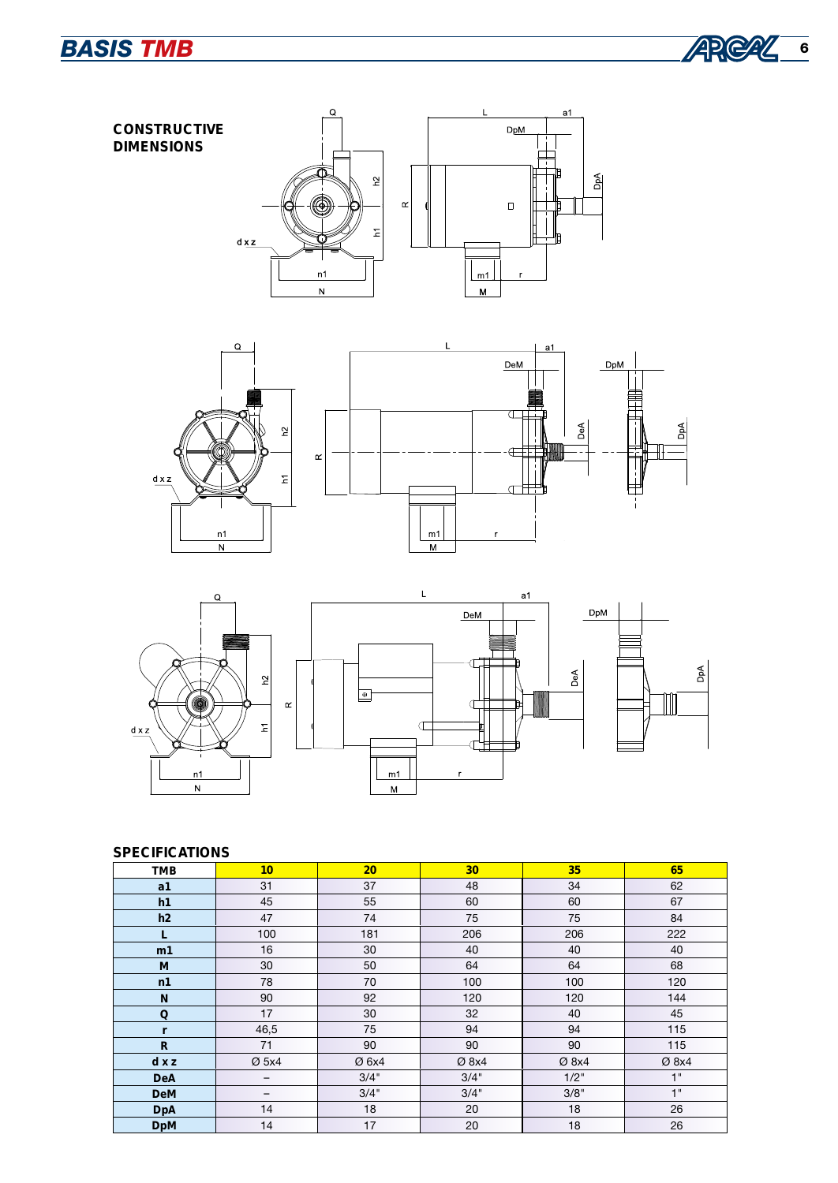## CONSTRUCTIVE DIMENSIONS

## SPECIFICATIONS

| TMB | 10 | 20 | 30 | 35 | 65 |
|---|---|---|---|---|---|
| a1 | 31 | 37 | 48 | 34 | 62 |
| h1 | 45 | 55 | 60 | 60 | 67 |
| h2 | 47 | 74 | 75 | 75 | 84 |
| L | 100 | 181 | 206 | 206 | 222 |
| m1 | 16 | 30 | 40 | 40 | 40 |
| M | 30 | 50 | 64 | 64 | 68 |
| n1 | 78 | 70 | 100 | 100 | 120 |
| N | 90 | 92 | 120 | 120 | 144 |
| Q | 17 | 30 | 32 | 40 | 45 |
| r | 46,5 | 75 | 94 | 94 | 115 |
| R | 71 | 90 | 90 | 90 | 115 |
| d x z | Ø 5x4 | Ø 6x4 | Ø 8x4 | Ø 8x4 | Ø 8x4 |
| DeA | – | 3/4" | 3/4" | 1/2" | 1" |
| DeM | – | 3/4" | 3/4" | 3/8" | 1" |
| DpA | 14 | 18 | 20 | 18 | 26 |
| DpM | 14 | 17 | 20 | 18 | 26 |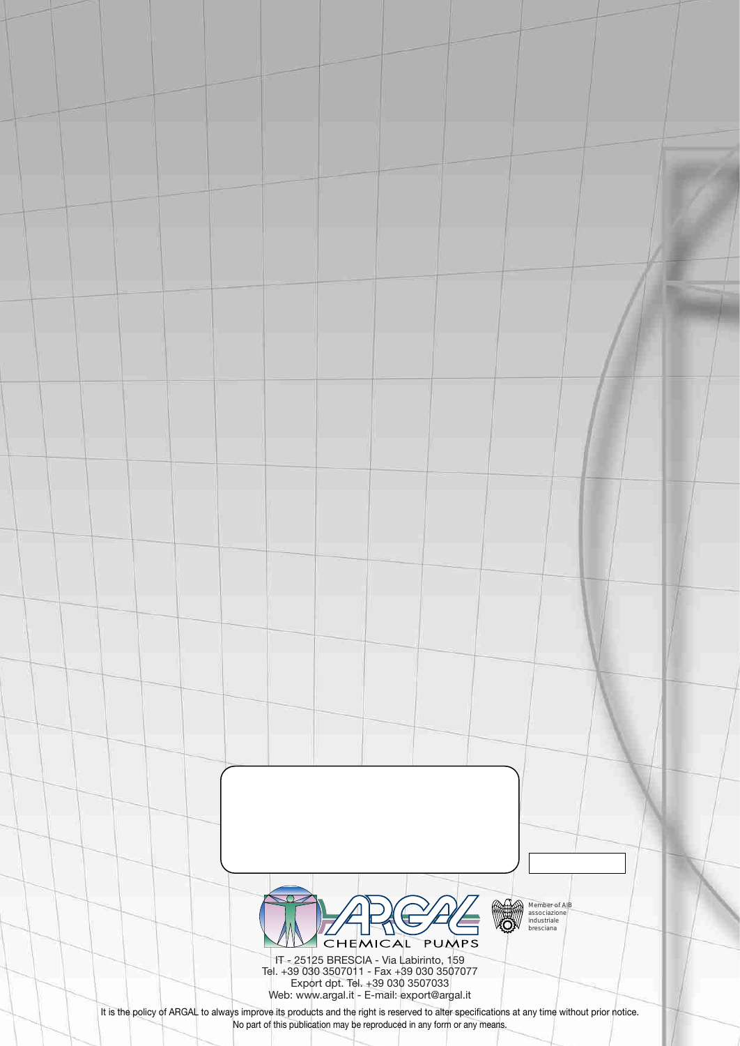CHEMICAL PUMPS

Member of AIB associazione industriale bresciana

IT - 25125 BRESCIA - Via Labirinto, 159
Tel. +39 030 3507011 - Fax +39 030 3507077
Export dpt. Tel. +39 030 3507033
Web: www.argal.it - E-mail: export@argal.it

It is the policy of ARGAL to always improve its products and the right is reserved to alter specifications at any time without prior notice.
No part of this publication may be reproduced in any form or any means.